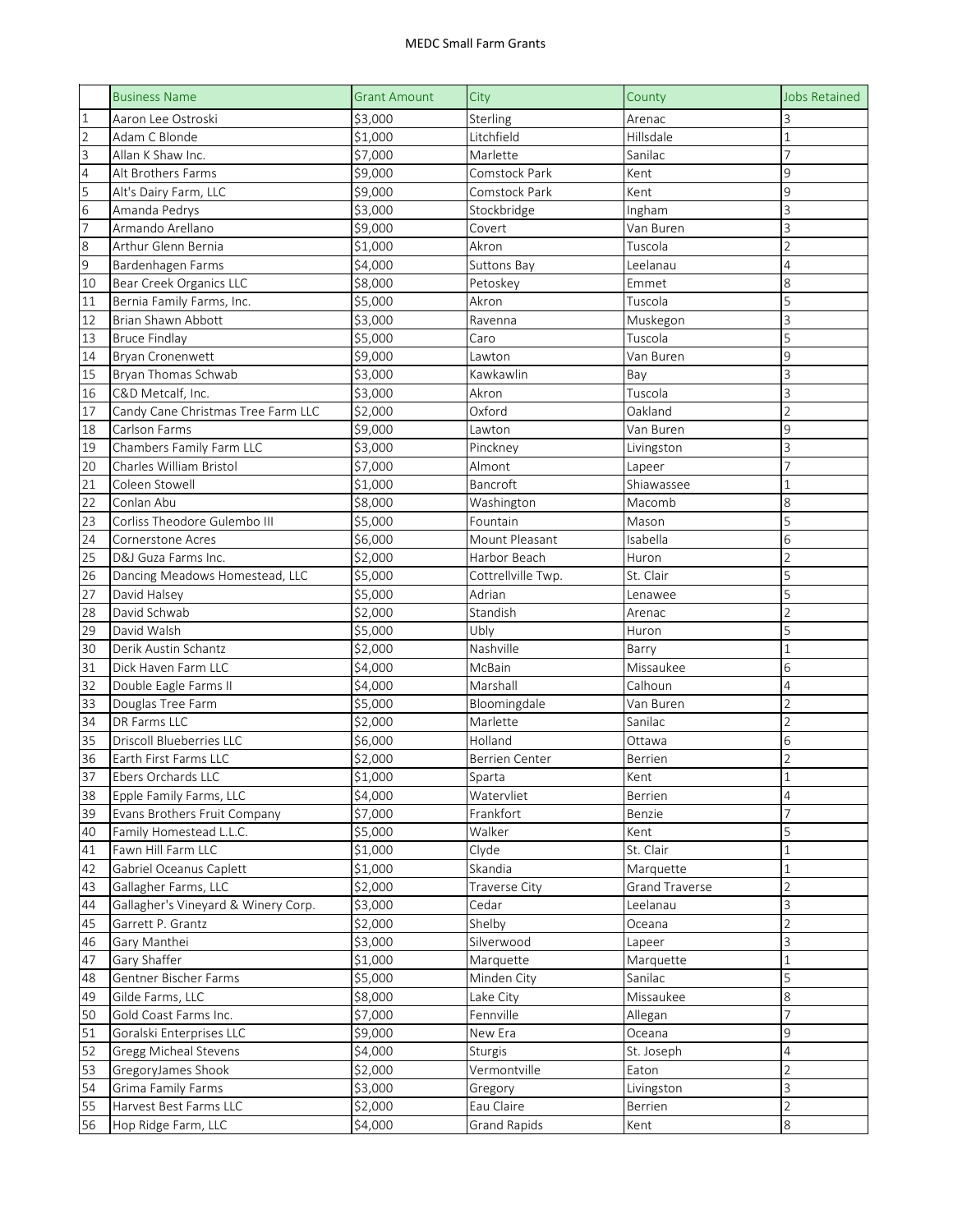# MEDC Small Farm Grants

| | Business Name | Grant Amount | City | County | Jobs Retained |
|---|---|---|---|---|---|
| 1 | Aaron Lee Ostroski | $3,000 | Sterling | Arenac | 3 |
| 2 | Adam C Blonde | $1,000 | Litchfield | Hillsdale | 1 |
| 3 | Allan K Shaw Inc. | $7,000 | Marlette | Sanilac | 7 |
| 4 | Alt Brothers Farms | $9,000 | Comstock Park | Kent | 9 |
| 5 | Alt's Dairy Farm, LLC | $9,000 | Comstock Park | Kent | 9 |
| 6 | Amanda Pedrys | $3,000 | Stockbridge | Ingham | 3 |
| 7 | Armando Arellano | $9,000 | Covert | Van Buren | 3 |
| 8 | Arthur Glenn Bernia | $1,000 | Akron | Tuscola | 2 |
| 9 | Bardenhagen Farms | $4,000 | Suttons Bay | Leelanau | 4 |
| 10 | Bear Creek Organics LLC | $8,000 | Petoskey | Emmet | 8 |
| 11 | Bernia Family Farms, Inc. | $5,000 | Akron | Tuscola | 5 |
| 12 | Brian Shawn Abbott | $3,000 | Ravenna | Muskegon | 3 |
| 13 | Bruce Findlay | $5,000 | Caro | Tuscola | 5 |
| 14 | Bryan Cronenwett | $9,000 | Lawton | Van Buren | 9 |
| 15 | Bryan Thomas Schwab | $3,000 | Kawkawlin | Bay | 3 |
| 16 | C&D Metcalf, Inc. | $3,000 | Akron | Tuscola | 3 |
| 17 | Candy Cane Christmas Tree Farm LLC | $2,000 | Oxford | Oakland | 2 |
| 18 | Carlson Farms | $9,000 | Lawton | Van Buren | 9 |
| 19 | Chambers Family Farm LLC | $3,000 | Pinckney | Livingston | 3 |
| 20 | Charles William Bristol | $7,000 | Almont | Lapeer | 7 |
| 21 | Coleen Stowell | $1,000 | Bancroft | Shiawassee | 1 |
| 22 | Conlan Abu | $8,000 | Washington | Macomb | 8 |
| 23 | Corliss Theodore Gulembo III | $5,000 | Fountain | Mason | 5 |
| 24 | Cornerstone Acres | $6,000 | Mount Pleasant | Isabella | 6 |
| 25 | D&J Guza Farms Inc. | $2,000 | Harbor Beach | Huron | 2 |
| 26 | Dancing Meadows Homestead, LLC | $5,000 | Cottrellville Twp. | St. Clair | 5 |
| 27 | David Halsey | $5,000 | Adrian | Lenawee | 5 |
| 28 | David Schwab | $2,000 | Standish | Arenac | 2 |
| 29 | David Walsh | $5,000 | Ubly | Huron | 5 |
| 30 | Derik Austin Schantz | $2,000 | Nashville | Barry | 1 |
| 31 | Dick Haven Farm LLC | $4,000 | McBain | Missaukee | 6 |
| 32 | Double Eagle Farms II | $4,000 | Marshall | Calhoun | 4 |
| 33 | Douglas Tree Farm | $5,000 | Bloomingdale | Van Buren | 2 |
| 34 | DR Farms LLC | $2,000 | Marlette | Sanilac | 2 |
| 35 | Driscoll Blueberries LLC | $6,000 | Holland | Ottawa | 6 |
| 36 | Earth First Farms LLC | $2,000 | Berrien Center | Berrien | 2 |
| 37 | Ebers Orchards LLC | $1,000 | Sparta | Kent | 1 |
| 38 | Epple Family Farms, LLC | $4,000 | Watervliet | Berrien | 4 |
| 39 | Evans Brothers Fruit Company | $7,000 | Frankfort | Benzie | 7 |
| 40 | Family Homestead L.L.C. | $5,000 | Walker | Kent | 5 |
| 41 | Fawn Hill Farm LLC | $1,000 | Clyde | St. Clair | 1 |
| 42 | Gabriel Oceanus Caplett | $1,000 | Skandia | Marquette | 1 |
| 43 | Gallagher Farms, LLC | $2,000 | Traverse City | Grand Traverse | 2 |
| 44 | Gallagher's Vineyard & Winery Corp. | $3,000 | Cedar | Leelanau | 3 |
| 45 | Garrett P. Grantz | $2,000 | Shelby | Oceana | 2 |
| 46 | Gary Manthei | $3,000 | Silverwood | Lapeer | 3 |
| 47 | Gary Shaffer | $1,000 | Marquette | Marquette | 1 |
| 48 | Gentner Bischer Farms | $5,000 | Minden City | Sanilac | 5 |
| 49 | Gilde Farms, LLC | $8,000 | Lake City | Missaukee | 8 |
| 50 | Gold Coast Farms Inc. | $7,000 | Fennville | Allegan | 7 |
| 51 | Goralski Enterprises LLC | $9,000 | New Era | Oceana | 9 |
| 52 | Gregg Micheal Stevens | $4,000 | Sturgis | St. Joseph | 4 |
| 53 | GregoryJames Shook | $2,000 | Vermontville | Eaton | 2 |
| 54 | Grima Family Farms | $3,000 | Gregory | Livingston | 3 |
| 55 | Harvest Best Farms LLC | $2,000 | Eau Claire | Berrien | 2 |
| 56 | Hop Ridge Farm, LLC | $4,000 | Grand Rapids | Kent | 8 |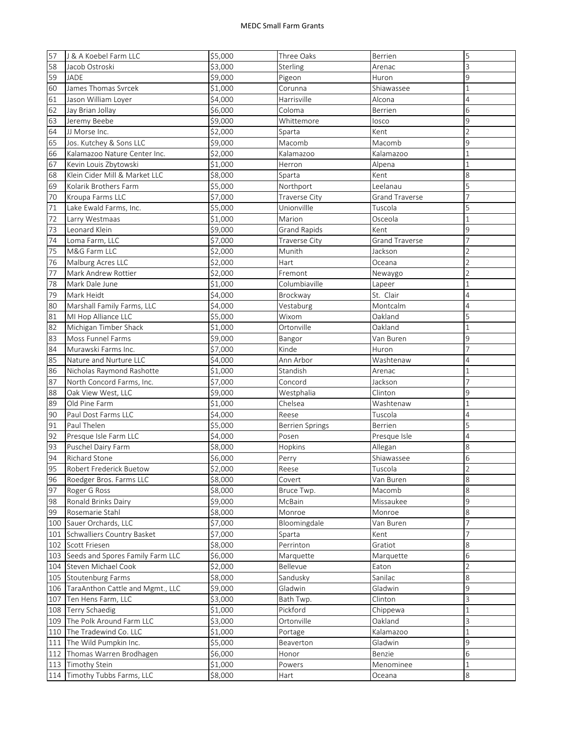| 57 | J & A Koebel Farm LLC | $5,000 | Three Oaks | Berrien | 5 |
|---|---|---|---|---|---|
| 58 | Jacob Ostroski | $3,000 | Sterling | Arenac | 3 |
| 59 | JADE | $9,000 | Pigeon | Huron | 9 |
| 60 | James Thomas Svrcek | $1,000 | Corunna | Shiawassee | 1 |
| 61 | Jason William Loyer | $4,000 | Harrisville | Alcona | 4 |
| 62 | Jay Brian Jollay | $6,000 | Coloma | Berrien | 6 |
| 63 | Jeremy Beebe | $9,000 | Whittemore | Iosco | 9 |
| 64 | JJ Morse Inc. | $2,000 | Sparta | Kent | 2 |
| 65 | Jos. Kutchey & Sons LLC | $9,000 | Macomb | Macomb | 9 |
| 66 | Kalamazoo Nature Center Inc. | $2,000 | Kalamazoo | Kalamazoo | 1 |
| 67 | Kevin Louis Zbytowski | $1,000 | Herron | Alpena | 1 |
| 68 | Klein Cider Mill & Market LLC | $8,000 | Sparta | Kent | 8 |
| 69 | Kolarik Brothers Farm | $5,000 | Northport | Leelanau | 5 |
| 70 | Kroupa Farms LLC | $7,000 | Traverse City | Grand Traverse | 7 |
| 71 | Lake Ewald Farms, Inc. | $5,000 | Unionvillle | Tuscola | 5 |
| 72 | Larry Westmaas | $1,000 | Marion | Osceola | 1 |
| 73 | Leonard Klein | $9,000 | Grand Rapids | Kent | 9 |
| 74 | Loma Farm, LLC | $7,000 | Traverse City | Grand Traverse | 7 |
| 75 | M&G Farm LLC | $2,000 | Munith | Jackson | 2 |
| 76 | Malburg Acres LLC | $2,000 | Hart | Oceana | 2 |
| 77 | Mark Andrew Rottier | $2,000 | Fremont | Newaygo | 2 |
| 78 | Mark Dale June | $1,000 | Columbiaville | Lapeer | 1 |
| 79 | Mark Heidt | $4,000 | Brockway | St. Clair | 4 |
| 80 | Marshall Family Farms, LLC | $4,000 | Vestaburg | Montcalm | 4 |
| 81 | MI Hop Alliance LLC | $5,000 | Wixom | Oakland | 5 |
| 82 | Michigan Timber Shack | $1,000 | Ortonville | Oakland | 1 |
| 83 | Moss Funnel Farms | $9,000 | Bangor | Van Buren | 9 |
| 84 | Murawski Farms Inc. | $7,000 | Kinde | Huron | 7 |
| 85 | Nature and Nurture LLC | $4,000 | Ann Arbor | Washtenaw | 4 |
| 86 | Nicholas Raymond Rashotte | $1,000 | Standish | Arenac | 1 |
| 87 | North Concord Farms, Inc. | $7,000 | Concord | Jackson | 7 |
| 88 | Oak View West, LLC | $9,000 | Westphalia | Clinton | 9 |
| 89 | Old Pine Farm | $1,000 | Chelsea | Washtenaw | 1 |
| 90 | Paul Dost Farms LLC | $4,000 | Reese | Tuscola | 4 |
| 91 | Paul Thelen | $5,000 | Berrien Springs | Berrien | 5 |
| 92 | Presque Isle Farm LLC | $4,000 | Posen | Presque Isle | 4 |
| 93 | Puschel Dairy Farm | $8,000 | Hopkins | Allegan | 8 |
| 94 | Richard Stone | $6,000 | Perry | Shiawassee | 6 |
| 95 | Robert Frederick Buetow | $2,000 | Reese | Tuscola | 2 |
| 96 | Roedger Bros. Farms LLC | $8,000 | Covert | Van Buren | 8 |
| 97 | Roger G Ross | $8,000 | Bruce Twp. | Macomb | 8 |
| 98 | Ronald Brinks Dairy | $9,000 | McBain | Missaukee | 9 |
| 99 | Rosemarie Stahl | $8,000 | Monroe | Monroe | 8 |
| 100 | Sauer Orchards, LLC | $7,000 | Bloomingdale | Van Buren | 7 |
| 101 | Schwalliers Country Basket | $7,000 | Sparta | Kent | 7 |
| 102 | Scott Friesen | $8,000 | Perrinton | Gratiot | 8 |
| 103 | Seeds and Spores Family Farm LLC | $6,000 | Marquette | Marquette | 6 |
| 104 | Steven Michael Cook | $2,000 | Bellevue | Eaton | 2 |
| 105 | Stoutenburg Farms | $8,000 | Sandusky | Sanilac | 8 |
| 106 | TaraAnthon Cattle and Mgmt., LLC | $9,000 | Gladwin | Gladwin | 9 |
| 107 | Ten Hens Farm, LLC | $3,000 | Bath Twp. | Clinton | 3 |
| 108 | Terry Schaedig | $1,000 | Pickford | Chippewa | 1 |
| 109 | The Polk Around Farm LLC | $3,000 | Ortonville | Oakland | 3 |
| 110 | The Tradewind Co. LLC | $1,000 | Portage | Kalamazoo | 1 |
| 111 | The Wild Pumpkin Inc. | $5,000 | Beaverton | Gladwin | 9 |
| 112 | Thomas Warren Brodhagen | $6,000 | Honor | Benzie | 6 |
| 113 | Timothy Stein | $1,000 | Powers | Menominee | 1 |
| 114 | Timothy Tubbs Farms, LLC | $8,000 | Hart | Oceana | 8 |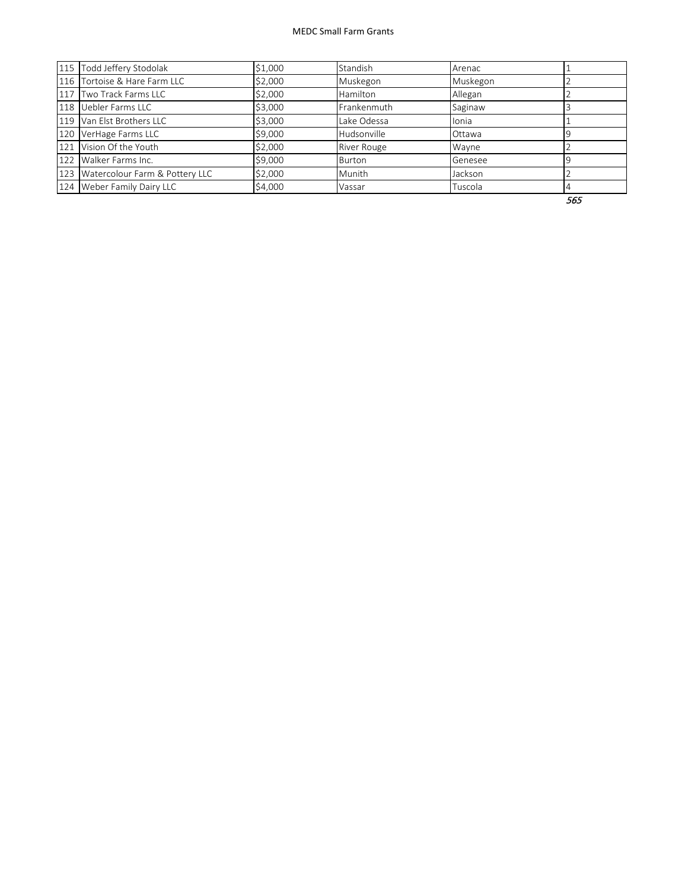| | | | | | |
|---|---|---|---|---|---|
| 115 | Todd Jeffery Stodolak | $1,000 | Standish | Arenac | 1 |
| 116 | Tortoise & Hare Farm LLC | $2,000 | Muskegon | Muskegon | 2 |
| 117 | Two Track Farms LLC | $2,000 | Hamilton | Allegan | 2 |
| 118 | Uebler Farms LLC | $3,000 | Frankenmuth | Saginaw | 3 |
| 119 | Van Elst Brothers LLC | $3,000 | Lake Odessa | Ionia | 1 |
| 120 | VerHage Farms LLC | $9,000 | Hudsonville | Ottawa | 9 |
| 121 | Vision Of the Youth | $2,000 | River Rouge | Wayne | 2 |
| 122 | Walker Farms Inc. | $9,000 | Burton | Genesee | 9 |
| 123 | Watercolour Farm & Pottery LLC | $2,000 | Munith | Jackson | 2 |
| 124 | Weber Family Dairy LLC | $4,000 | Vassar | Tuscola | 4 |
| | | | | | *565* |